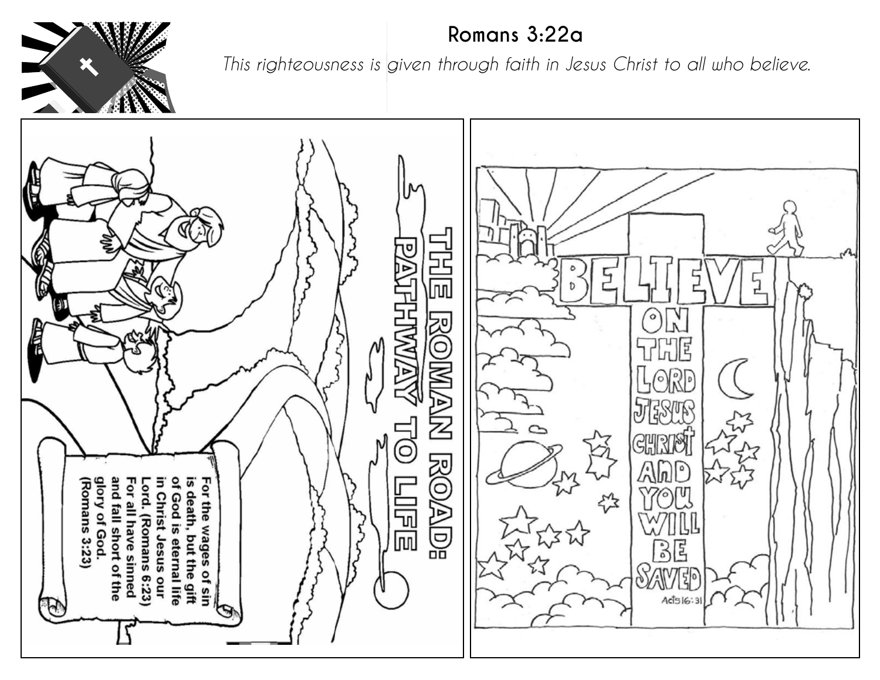## Romans 3:22a

*This righteousness is given through faith in Jesus Christ to all who believe.*

THE ROMAN ROAD: PATHWAY TO LIFE

For the wages of sin is death, but the gift of God is eternal life in Christ Jesus our Lord. (Romans 6:23)
For all have sinned and fall short of the glory of God. (Romans 3:23)

BELIEVE ON THE LORD JESUS CHRIST AND YOU WILL BE SAVED

Acts 16:31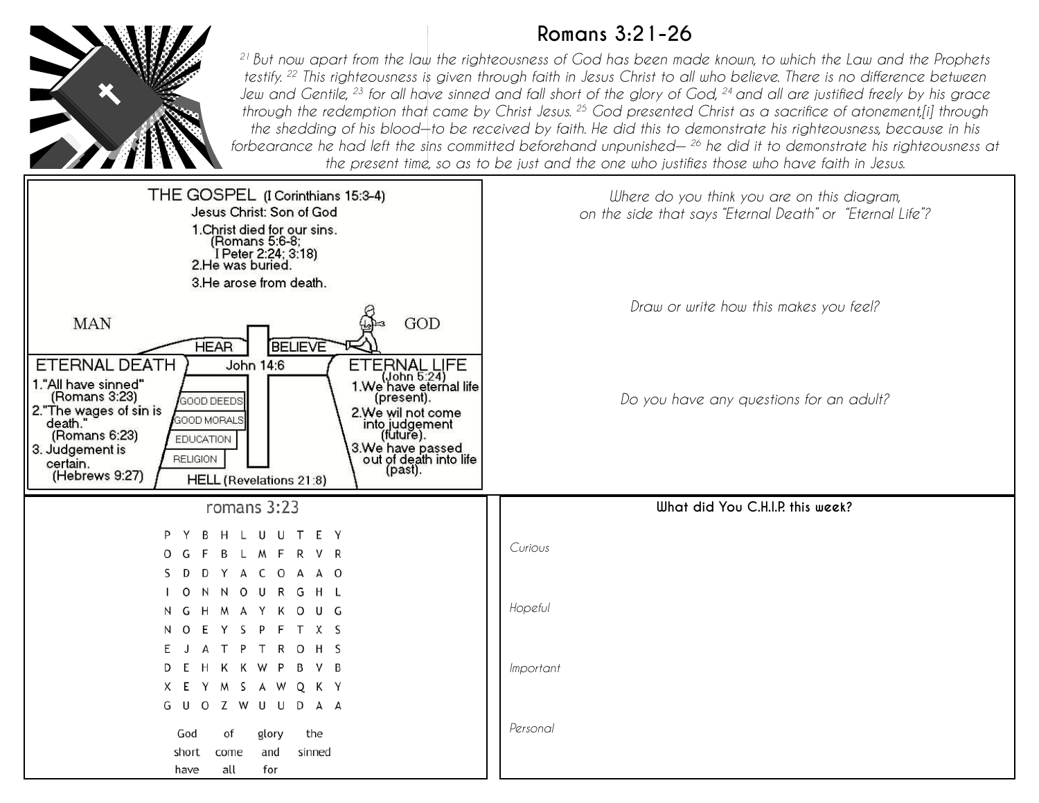# Romans 3:21-26

*[21] But now apart from the law the righteousness of God has been made known, to which the Law and the Prophets testify. [22] This righteousness is given through faith in Jesus Christ to all who believe. There is no difference between Jew and Gentile, [23] for all have sinned and fall short of the glory of God, [24] and all are justified freely by his grace through the redemption that came by Christ Jesus. [25] God presented Christ as a sacrifice of atonement,[i] through the shedding of his blood—to be received by faith. He did this to demonstrate his righteousness, because in his forbearance he had left the sins committed beforehand unpunished— [26] he did it to demonstrate his righteousness at the present time, so as to be just and the one who justifies those who have faith in Jesus.*

THE GOSPEL (I Corinthians 15:3-4)

Jesus Christ: Son of God

1. Christ died for our sins. (Romans 5:6-8; I Peter 2:24; 3:18)
2. He was buried.
3. He arose from death.

MAN

GOD

HEAR

BELIEVE

John 14:6

ETERNAL DEATH

1. "All have sinned" (Romans 3:23)
2. "The wages of sin is death." (Romans 6:23)
3. Judgement is certain. (Hebrews 9:27)

GOOD DEEDS

GOOD MORALS

EDUCATION

RELIGION

HELL (Revelations 21:8)

ETERNAL LIFE (John 5:24)

1. We have eternal life (present).
2. We wil not come into judgement (future).
3. We have passed out of death into life (past).

*Where do you think you are on this diagram, on the side that says "Eternal Death" or "Eternal Life"?*

*Draw or write how this makes you feel?*

*Do you have any questions for an adult?*

romans 3:23

```
P Y B H L U U T E Y
O G F B L M F R V R
S D D Y A C O A A O
I O N N O U R G H L
N G H M A Y K O U G
N O E Y S P F T X S
E J A T P T R O H S
D E H K K W P B V B
X E Y M S A W Q K Y
G U O Z W U U D A A
```

| | | | |
|---|---|---|---|
| God | of | glory | the |
| short | come | and | sinned |
| have | all | for | |

**What did You C.H.I.P. this week?**

*Curious*

*Hopeful*

*Important*

*Personal*